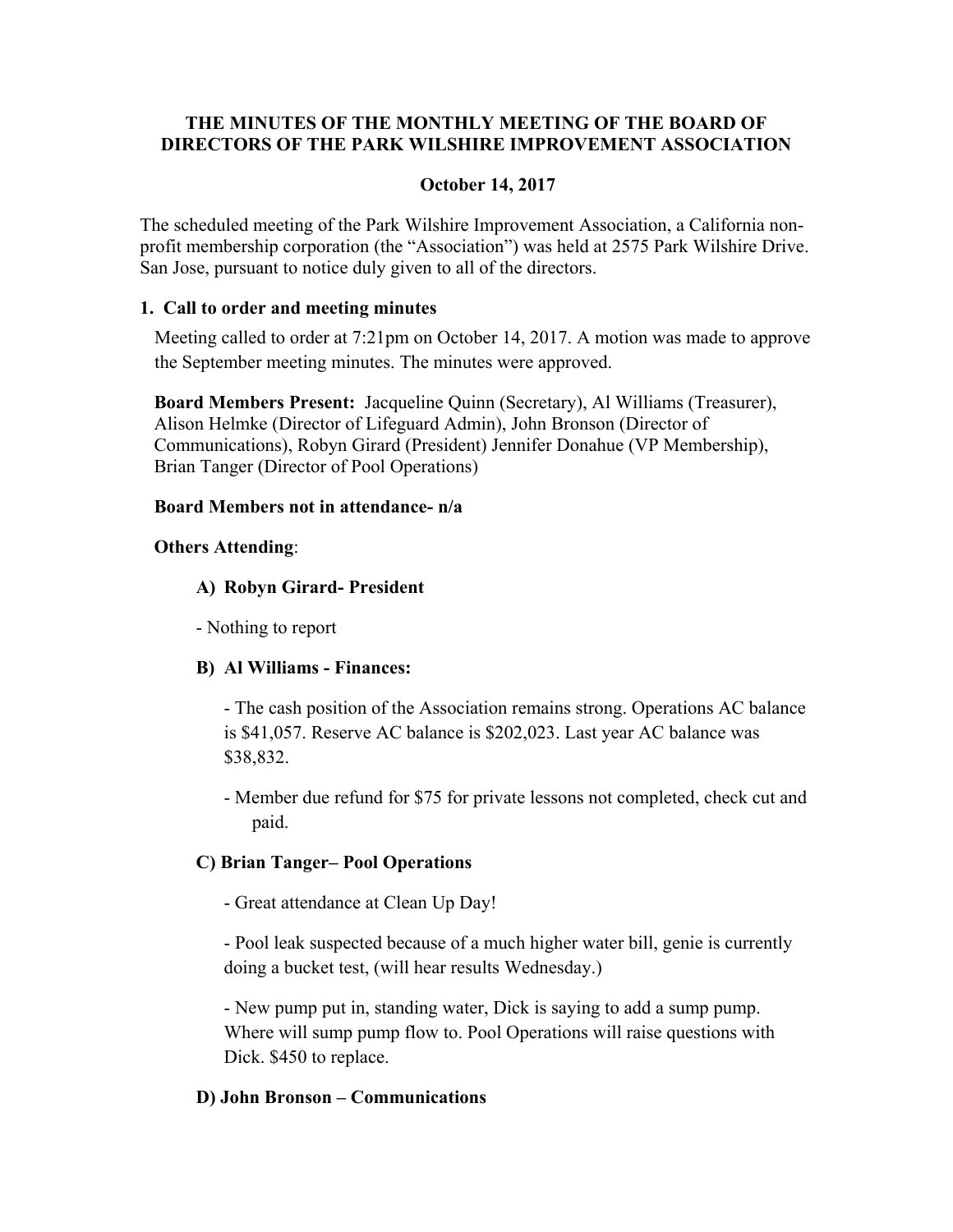**THE MINUTES OF THE MONTHLY MEETING OF THE BOARD OF DIRECTORS OF THE PARK WILSHIRE IMPROVEMENT ASSOCIATION**

**October 14, 2017**

The scheduled meeting of the Park Wilshire Improvement Association, a California non-profit membership corporation (the "Association") was held at 2575 Park Wilshire Drive. San Jose, pursuant to notice duly given to all of the directors.

### 1. Call to order and meeting minutes

Meeting called to order at 7:21pm on October 14, 2017. A motion was made to approve the September meeting minutes. The minutes were approved.

**Board Members Present:** Jacqueline Quinn (Secretary), Al Williams (Treasurer), Alison Helmke (Director of Lifeguard Admin), John Bronson (Director of Communications), Robyn Girard (President) Jennifer Donahue (VP Membership), Brian Tanger (Director of Pool Operations)

**Board Members not in attendance- n/a**

**Others Attending**:

**A) Robyn Girard- President**

- Nothing to report

**B) Al Williams - Finances:**

- The cash position of the Association remains strong. Operations AC balance is $41,057. Reserve AC balance is $202,023. Last year AC balance was $38,832.

- Member due refund for $75 for private lessons not completed, check cut and paid.

**C) Brian Tanger– Pool Operations**

- Great attendance at Clean Up Day!

- Pool leak suspected because of a much higher water bill, genie is currently doing a bucket test, (will hear results Wednesday.)

- New pump put in, standing water, Dick is saying to add a sump pump. Where will sump pump flow to. Pool Operations will raise questions with Dick. $450 to replace.

**D) John Bronson – Communications**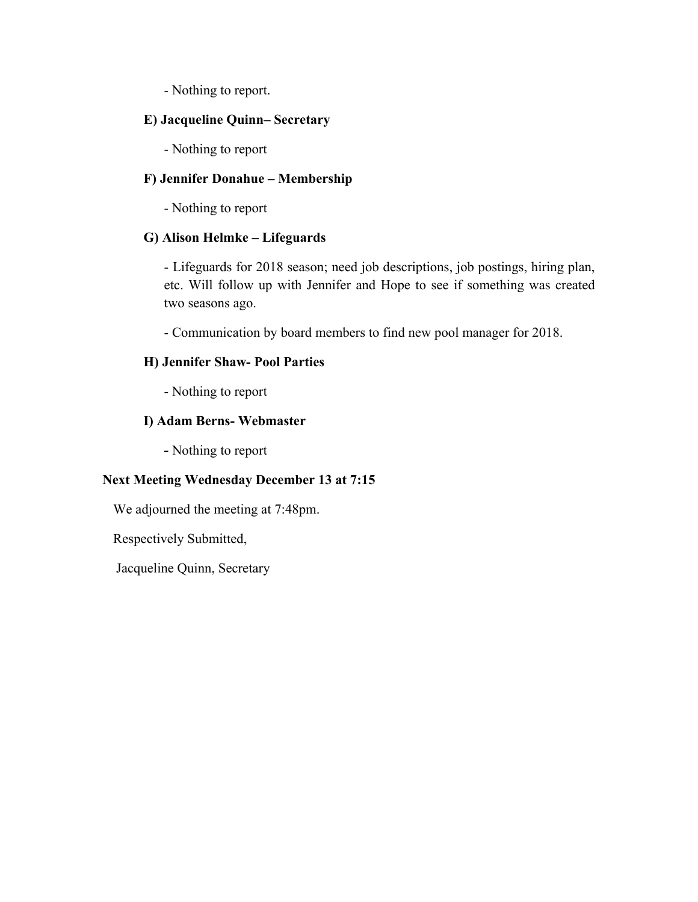- Nothing to report.

**E) Jacqueline Quinn– Secretary**

- Nothing to report

**F) Jennifer Donahue – Membership**

- Nothing to report

**G) Alison Helmke – Lifeguards**

- Lifeguards for 2018 season; need job descriptions, job postings, hiring plan, etc. Will follow up with Jennifer and Hope to see if something was created two seasons ago.

- Communication by board members to find new pool manager for 2018.

**H) Jennifer Shaw- Pool Parties**

- Nothing to report

**I) Adam Berns- Webmaster**

**-** Nothing to report

**Next Meeting Wednesday December 13 at 7:15**

We adjourned the meeting at 7:48pm.

Respectively Submitted,

Jacqueline Quinn, Secretary